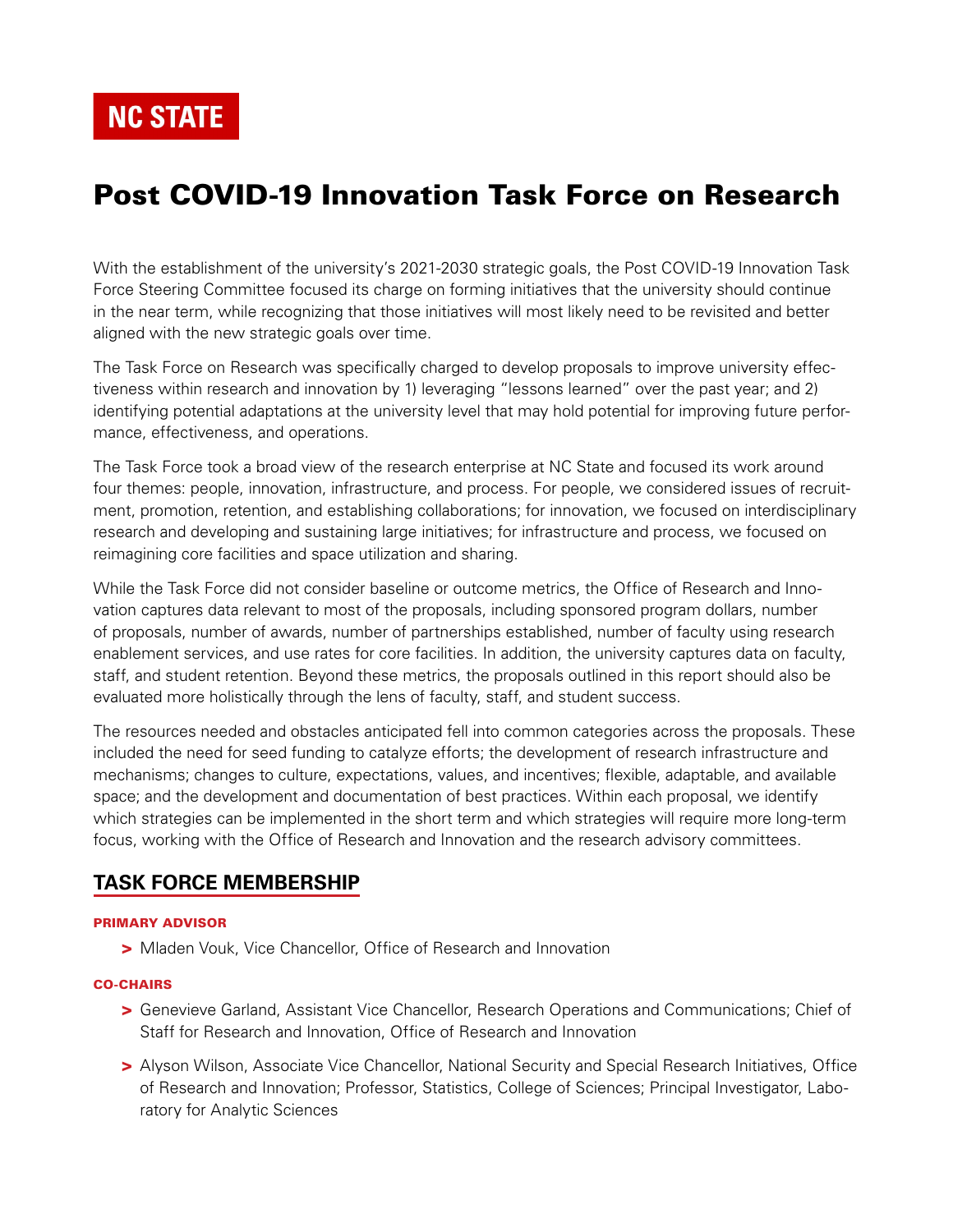NC STATE

# Post COVID-19 Innovation Task Force on Research

With the establishment of the university's 2021-2030 strategic goals, the Post COVID-19 Innovation Task Force Steering Committee focused its charge on forming initiatives that the university should continue in the near term, while recognizing that those initiatives will most likely need to be revisited and better aligned with the new strategic goals over time.

The Task Force on Research was specifically charged to develop proposals to improve university effectiveness within research and innovation by 1) leveraging "lessons learned" over the past year; and 2) identifying potential adaptations at the university level that may hold potential for improving future performance, effectiveness, and operations.

The Task Force took a broad view of the research enterprise at NC State and focused its work around four themes: people, innovation, infrastructure, and process. For people, we considered issues of recruitment, promotion, retention, and establishing collaborations; for innovation, we focused on interdisciplinary research and developing and sustaining large initiatives; for infrastructure and process, we focused on reimagining core facilities and space utilization and sharing.

While the Task Force did not consider baseline or outcome metrics, the Office of Research and Innovation captures data relevant to most of the proposals, including sponsored program dollars, number of proposals, number of awards, number of partnerships established, number of faculty using research enablement services, and use rates for core facilities. In addition, the university captures data on faculty, staff, and student retention. Beyond these metrics, the proposals outlined in this report should also be evaluated more holistically through the lens of faculty, staff, and student success.

The resources needed and obstacles anticipated fell into common categories across the proposals. These included the need for seed funding to catalyze efforts; the development of research infrastructure and mechanisms; changes to culture, expectations, values, and incentives; flexible, adaptable, and available space; and the development and documentation of best practices. Within each proposal, we identify which strategies can be implemented in the short term and which strategies will require more long-term focus, working with the Office of Research and Innovation and the research advisory committees.

## TASK FORCE MEMBERSHIP

#### PRIMARY ADVISOR

- Mladen Vouk, Vice Chancellor, Office of Research and Innovation

#### CO-CHAIRS

- Genevieve Garland, Assistant Vice Chancellor, Research Operations and Communications; Chief of Staff for Research and Innovation, Office of Research and Innovation
- Alyson Wilson, Associate Vice Chancellor, National Security and Special Research Initiatives, Office of Research and Innovation; Professor, Statistics, College of Sciences; Principal Investigator, Laboratory for Analytic Sciences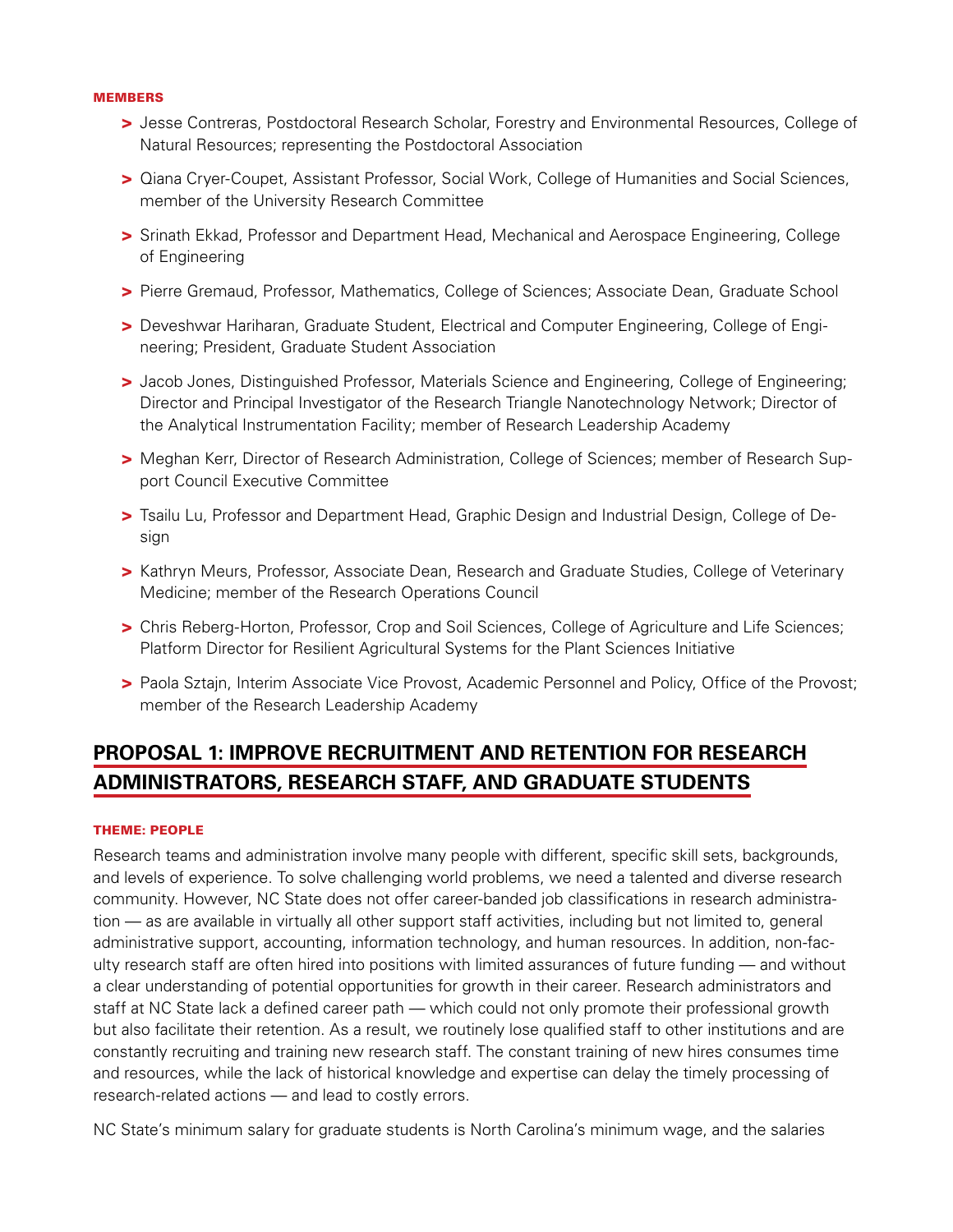#### MEMBERS

- Jesse Contreras, Postdoctoral Research Scholar, Forestry and Environmental Resources, College of Natural Resources; representing the Postdoctoral Association
- Qiana Cryer-Coupet, Assistant Professor, Social Work, College of Humanities and Social Sciences, member of the University Research Committee
- Srinath Ekkad, Professor and Department Head, Mechanical and Aerospace Engineering, College of Engineering
- Pierre Gremaud, Professor, Mathematics, College of Sciences; Associate Dean, Graduate School
- Deveshwar Hariharan, Graduate Student, Electrical and Computer Engineering, College of Engineering; President, Graduate Student Association
- Jacob Jones, Distinguished Professor, Materials Science and Engineering, College of Engineering; Director and Principal Investigator of the Research Triangle Nanotechnology Network; Director of the Analytical Instrumentation Facility; member of Research Leadership Academy
- Meghan Kerr, Director of Research Administration, College of Sciences; member of Research Support Council Executive Committee
- Tsailu Lu, Professor and Department Head, Graphic Design and Industrial Design, College of Design
- Kathryn Meurs, Professor, Associate Dean, Research and Graduate Studies, College of Veterinary Medicine; member of the Research Operations Council
- Chris Reberg-Horton, Professor, Crop and Soil Sciences, College of Agriculture and Life Sciences; Platform Director for Resilient Agricultural Systems for the Plant Sciences Initiative
- Paola Sztajn, Interim Associate Vice Provost, Academic Personnel and Policy, Office of the Provost; member of the Research Leadership Academy

## PROPOSAL 1: IMPROVE RECRUITMENT AND RETENTION FOR RESEARCH ADMINISTRATORS, RESEARCH STAFF, AND GRADUATE STUDENTS

#### THEME: PEOPLE

Research teams and administration involve many people with different, specific skill sets, backgrounds, and levels of experience. To solve challenging world problems, we need a talented and diverse research community. However, NC State does not offer career-banded job classifications in research administration — as are available in virtually all other support staff activities, including but not limited to, general administrative support, accounting, information technology, and human resources. In addition, non-faculty research staff are often hired into positions with limited assurances of future funding — and without a clear understanding of potential opportunities for growth in their career. Research administrators and staff at NC State lack a defined career path — which could not only promote their professional growth but also facilitate their retention. As a result, we routinely lose qualified staff to other institutions and are constantly recruiting and training new research staff. The constant training of new hires consumes time and resources, while the lack of historical knowledge and expertise can delay the timely processing of research-related actions — and lead to costly errors.

NC State's minimum salary for graduate students is North Carolina's minimum wage, and the salaries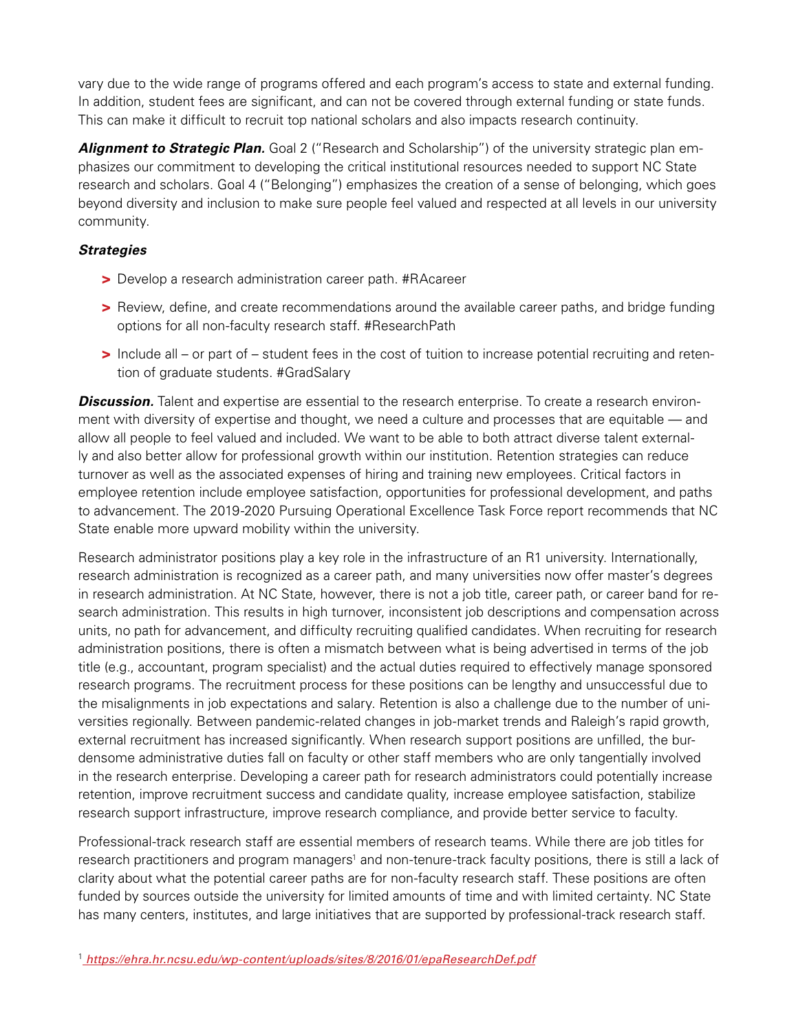vary due to the wide range of programs offered and each program's access to state and external funding. In addition, student fees are significant, and can not be covered through external funding or state funds. This can make it difficult to recruit top national scholars and also impacts research continuity.

***Alignment to Strategic Plan.*** Goal 2 ("Research and Scholarship") of the university strategic plan emphasizes our commitment to developing the critical institutional resources needed to support NC State research and scholars. Goal 4 ("Belonging") emphasizes the creation of a sense of belonging, which goes beyond diversity and inclusion to make sure people feel valued and respected at all levels in our university community.

***Strategies***

- Develop a research administration career path. #RAcareer
- Review, define, and create recommendations around the available career paths, and bridge funding options for all non-faculty research staff. #ResearchPath
- Include all – or part of – student fees in the cost of tuition to increase potential recruiting and retention of graduate students. #GradSalary

***Discussion.*** Talent and expertise are essential to the research enterprise. To create a research environment with diversity of expertise and thought, we need a culture and processes that are equitable — and allow all people to feel valued and included. We want to be able to both attract diverse talent externally and also better allow for professional growth within our institution. Retention strategies can reduce turnover as well as the associated expenses of hiring and training new employees. Critical factors in employee retention include employee satisfaction, opportunities for professional development, and paths to advancement. The 2019-2020 Pursuing Operational Excellence Task Force report recommends that NC State enable more upward mobility within the university.

Research administrator positions play a key role in the infrastructure of an R1 university. Internationally, research administration is recognized as a career path, and many universities now offer master's degrees in research administration. At NC State, however, there is not a job title, career path, or career band for research administration. This results in high turnover, inconsistent job descriptions and compensation across units, no path for advancement, and difficulty recruiting qualified candidates. When recruiting for research administration positions, there is often a mismatch between what is being advertised in terms of the job title (e.g., accountant, program specialist) and the actual duties required to effectively manage sponsored research programs. The recruitment process for these positions can be lengthy and unsuccessful due to the misalignments in job expectations and salary. Retention is also a challenge due to the number of universities regionally. Between pandemic-related changes in job-market trends and Raleigh's rapid growth, external recruitment has increased significantly. When research support positions are unfilled, the burdensome administrative duties fall on faculty or other staff members who are only tangentially involved in the research enterprise. Developing a career path for research administrators could potentially increase retention, improve recruitment success and candidate quality, increase employee satisfaction, stabilize research support infrastructure, improve research compliance, and provide better service to faculty.

Professional-track research staff are essential members of research teams. While there are job titles for research practitioners and program managers[1] and non-tenure-track faculty positions, there is still a lack of clarity about what the potential career paths are for non-faculty research staff. These positions are often funded by sources outside the university for limited amounts of time and with limited certainty. NC State has many centers, institutes, and large initiatives that are supported by professional-track research staff.

[1] *https://ehra.hr.ncsu.edu/wp-content/uploads/sites/8/2016/01/epaResearchDef.pdf*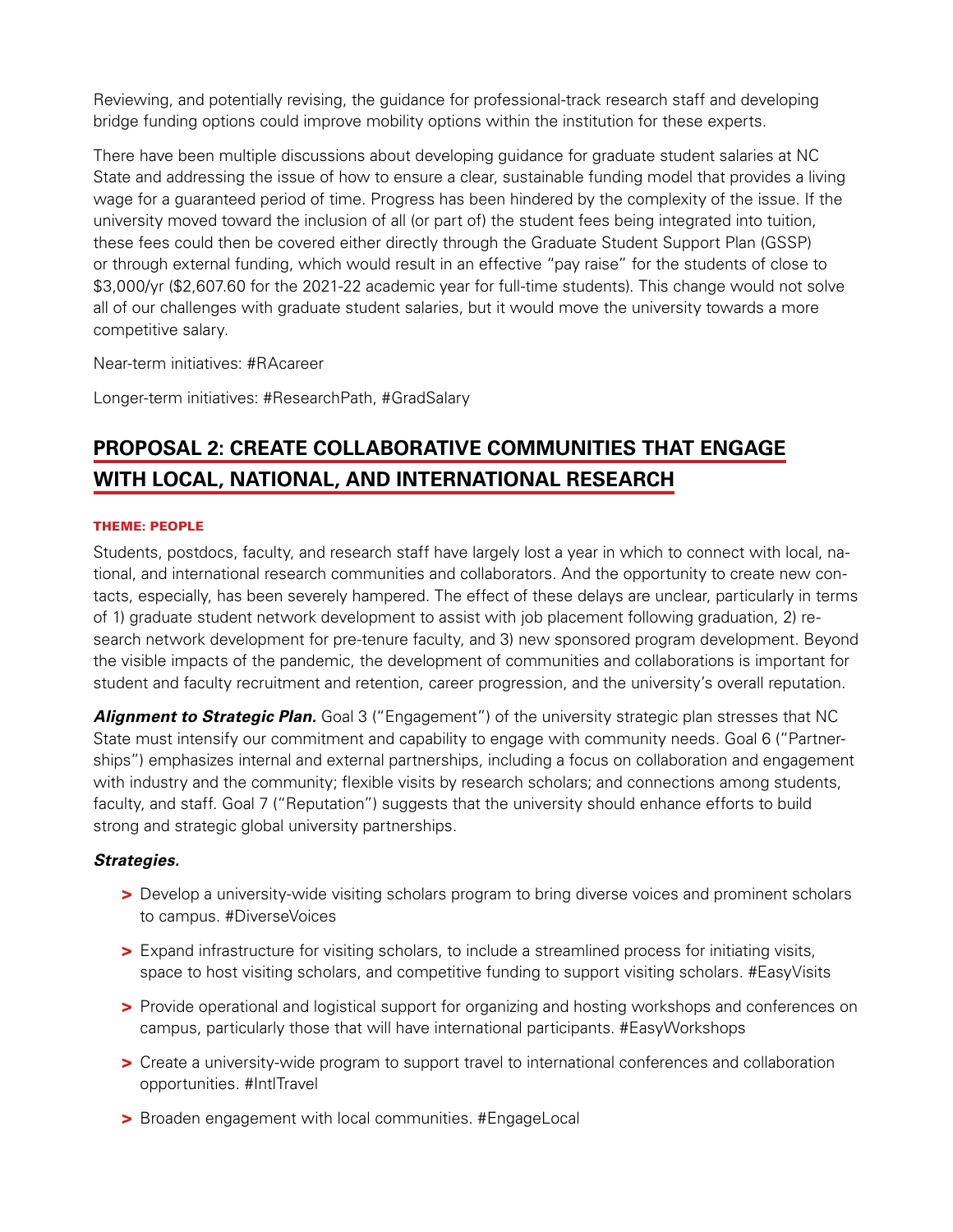Reviewing, and potentially revising, the guidance for professional-track research staff and developing bridge funding options could improve mobility options within the institution for these experts.

There have been multiple discussions about developing guidance for graduate student salaries at NC State and addressing the issue of how to ensure a clear, sustainable funding model that provides a living wage for a guaranteed period of time. Progress has been hindered by the complexity of the issue. If the university moved toward the inclusion of all (or part of) the student fees being integrated into tuition, these fees could then be covered either directly through the Graduate Student Support Plan (GSSP) or through external funding, which would result in an effective "pay raise" for the students of close to $3,000/yr ($2,607.60 for the 2021-22 academic year for full-time students). This change would not solve all of our challenges with graduate student salaries, but it would move the university towards a more competitive salary.

Near-term initiatives: #RAcareer

Longer-term initiatives: #ResearchPath, #GradSalary

## PROPOSAL 2: CREATE COLLABORATIVE COMMUNITIES THAT ENGAGE WITH LOCAL, NATIONAL, AND INTERNATIONAL RESEARCH

#### THEME: PEOPLE

Students, postdocs, faculty, and research staff have largely lost a year in which to connect with local, national, and international research communities and collaborators. And the opportunity to create new contacts, especially, has been severely hampered. The effect of these delays are unclear, particularly in terms of 1) graduate student network development to assist with job placement following graduation, 2) research network development for pre-tenure faculty, and 3) new sponsored program development. Beyond the visible impacts of the pandemic, the development of communities and collaborations is important for student and faculty recruitment and retention, career progression, and the university's overall reputation.

***Alignment to Strategic Plan.*** Goal 3 ("Engagement") of the university strategic plan stresses that NC State must intensify our commitment and capability to engage with community needs. Goal 6 ("Partnerships") emphasizes internal and external partnerships, including a focus on collaboration and engagement with industry and the community; flexible visits by research scholars; and connections among students, faculty, and staff. Goal 7 ("Reputation") suggests that the university should enhance efforts to build strong and strategic global university partnerships.

***Strategies.***

- Develop a university-wide visiting scholars program to bring diverse voices and prominent scholars to campus. #DiverseVoices
- Expand infrastructure for visiting scholars, to include a streamlined process for initiating visits, space to host visiting scholars, and competitive funding to support visiting scholars. #EasyVisits
- Provide operational and logistical support for organizing and hosting workshops and conferences on campus, particularly those that will have international participants. #EasyWorkshops
- Create a university-wide program to support travel to international conferences and collaboration opportunities. #IntlTravel
- Broaden engagement with local communities. #EngageLocal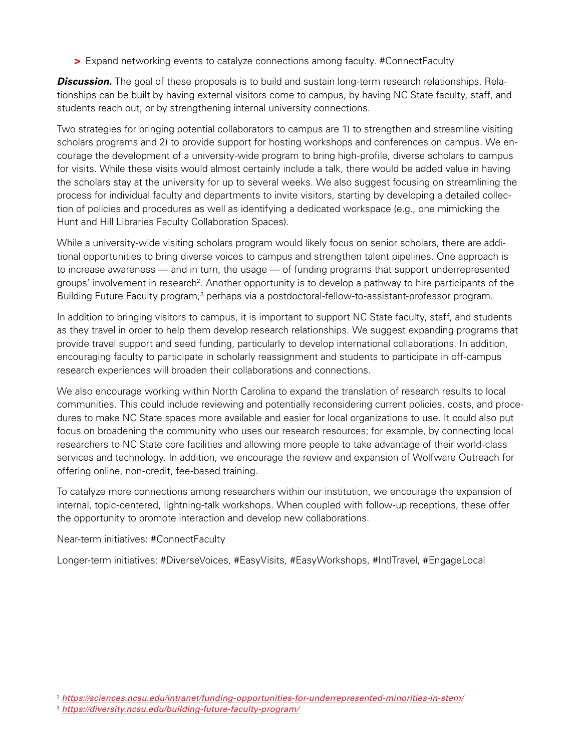> Expand networking events to catalyze connections among faculty. #ConnectFaculty

***Discussion.*** The goal of these proposals is to build and sustain long-term research relationships. Relationships can be built by having external visitors come to campus, by having NC State faculty, staff, and students reach out, or by strengthening internal university connections.

Two strategies for bringing potential collaborators to campus are 1) to strengthen and streamline visiting scholars programs and 2) to provide support for hosting workshops and conferences on campus. We encourage the development of a university-wide program to bring high-profile, diverse scholars to campus for visits. While these visits would almost certainly include a talk, there would be added value in having the scholars stay at the university for up to several weeks. We also suggest focusing on streamlining the process for individual faculty and departments to invite visitors, starting by developing a detailed collection of policies and procedures as well as identifying a dedicated workspace (e.g., one mimicking the Hunt and Hill Libraries Faculty Collaboration Spaces).

While a university-wide visiting scholars program would likely focus on senior scholars, there are additional opportunities to bring diverse voices to campus and strengthen talent pipelines. One approach is to increase awareness — and in turn, the usage — of funding programs that support underrepresented groups' involvement in research[2]. Another opportunity is to develop a pathway to hire participants of the Building Future Faculty program,[3] perhaps via a postdoctoral-fellow-to-assistant-professor program.

In addition to bringing visitors to campus, it is important to support NC State faculty, staff, and students as they travel in order to help them develop research relationships. We suggest expanding programs that provide travel support and seed funding, particularly to develop international collaborations. In addition, encouraging faculty to participate in scholarly reassignment and students to participate in off-campus research experiences will broaden their collaborations and connections.

We also encourage working within North Carolina to expand the translation of research results to local communities. This could include reviewing and potentially reconsidering current policies, costs, and procedures to make NC State spaces more available and easier for local organizations to use. It could also put focus on broadening the community who uses our research resources; for example, by connecting local researchers to NC State core facilities and allowing more people to take advantage of their world-class services and technology. In addition, we encourage the review and expansion of Wolfware Outreach for offering online, non-credit, fee-based training.

To catalyze more connections among researchers within our institution, we encourage the expansion of internal, topic-centered, lightning-talk workshops. When coupled with follow-up receptions, these offer the opportunity to promote interaction and develop new collaborations.

Near-term initiatives: #ConnectFaculty

Longer-term initiatives: #DiverseVoices, #EasyVisits, #EasyWorkshops, #IntlTravel, #EngageLocal

[2] *https://sciences.ncsu.edu/intranet/funding-opportunities-for-underrepresented-minorities-in-stem/*

[3] *https://diversity.ncsu.edu/building-future-faculty-program/*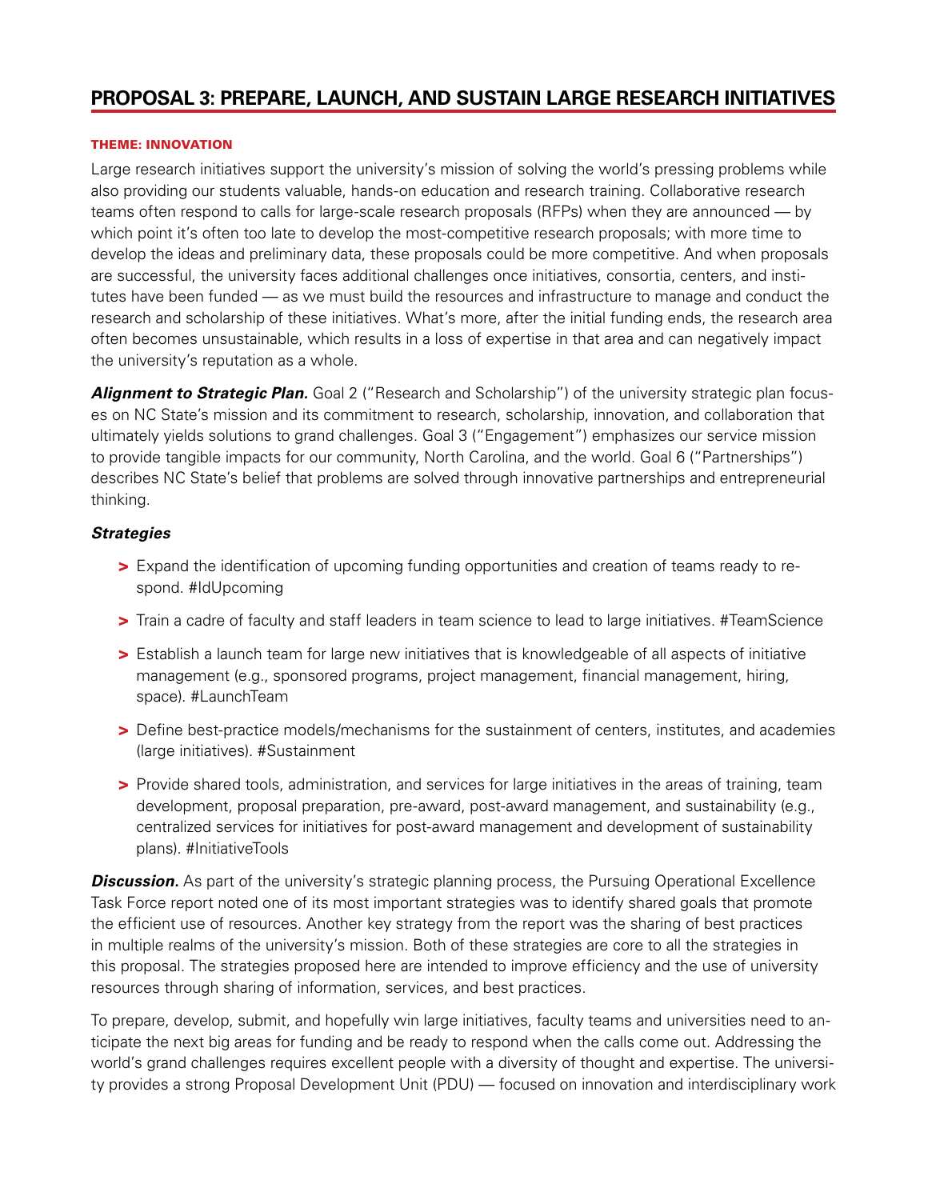## PROPOSAL 3: PREPARE, LAUNCH, AND SUSTAIN LARGE RESEARCH INITIATIVES

#### THEME: INNOVATION

Large research initiatives support the university's mission of solving the world's pressing problems while also providing our students valuable, hands-on education and research training. Collaborative research teams often respond to calls for large-scale research proposals (RFPs) when they are announced — by which point it's often too late to develop the most-competitive research proposals; with more time to develop the ideas and preliminary data, these proposals could be more competitive. And when proposals are successful, the university faces additional challenges once initiatives, consortia, centers, and institutes have been funded — as we must build the resources and infrastructure to manage and conduct the research and scholarship of these initiatives. What's more, after the initial funding ends, the research area often becomes unsustainable, which results in a loss of expertise in that area and can negatively impact the university's reputation as a whole.

***Alignment to Strategic Plan.*** Goal 2 ("Research and Scholarship") of the university strategic plan focuses on NC State's mission and its commitment to research, scholarship, innovation, and collaboration that ultimately yields solutions to grand challenges. Goal 3 ("Engagement") emphasizes our service mission to provide tangible impacts for our community, North Carolina, and the world. Goal 6 ("Partnerships") describes NC State's belief that problems are solved through innovative partnerships and entrepreneurial thinking.

***Strategies***

- Expand the identification of upcoming funding opportunities and creation of teams ready to respond. #IdUpcoming
- Train a cadre of faculty and staff leaders in team science to lead to large initiatives. #TeamScience
- Establish a launch team for large new initiatives that is knowledgeable of all aspects of initiative management (e.g., sponsored programs, project management, financial management, hiring, space). #LaunchTeam
- Define best-practice models/mechanisms for the sustainment of centers, institutes, and academies (large initiatives). #Sustainment
- Provide shared tools, administration, and services for large initiatives in the areas of training, team development, proposal preparation, pre-award, post-award management, and sustainability (e.g., centralized services for initiatives for post-award management and development of sustainability plans). #InitiativeTools

***Discussion.*** As part of the university's strategic planning process, the Pursuing Operational Excellence Task Force report noted one of its most important strategies was to identify shared goals that promote the efficient use of resources. Another key strategy from the report was the sharing of best practices in multiple realms of the university's mission. Both of these strategies are core to all the strategies in this proposal. The strategies proposed here are intended to improve efficiency and the use of university resources through sharing of information, services, and best practices.

To prepare, develop, submit, and hopefully win large initiatives, faculty teams and universities need to anticipate the next big areas for funding and be ready to respond when the calls come out. Addressing the world's grand challenges requires excellent people with a diversity of thought and expertise. The university provides a strong Proposal Development Unit (PDU) — focused on innovation and interdisciplinary work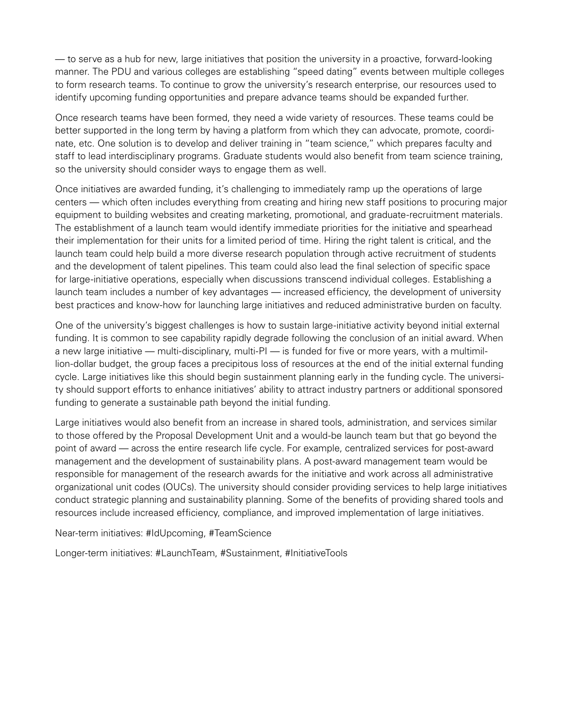— to serve as a hub for new, large initiatives that position the university in a proactive, forward-looking manner. The PDU and various colleges are establishing "speed dating" events between multiple colleges to form research teams. To continue to grow the university's research enterprise, our resources used to identify upcoming funding opportunities and prepare advance teams should be expanded further.

Once research teams have been formed, they need a wide variety of resources. These teams could be better supported in the long term by having a platform from which they can advocate, promote, coordinate, etc. One solution is to develop and deliver training in "team science," which prepares faculty and staff to lead interdisciplinary programs. Graduate students would also benefit from team science training, so the university should consider ways to engage them as well.

Once initiatives are awarded funding, it's challenging to immediately ramp up the operations of large centers — which often includes everything from creating and hiring new staff positions to procuring major equipment to building websites and creating marketing, promotional, and graduate-recruitment materials. The establishment of a launch team would identify immediate priorities for the initiative and spearhead their implementation for their units for a limited period of time. Hiring the right talent is critical, and the launch team could help build a more diverse research population through active recruitment of students and the development of talent pipelines. This team could also lead the final selection of specific space for large-initiative operations, especially when discussions transcend individual colleges. Establishing a launch team includes a number of key advantages — increased efficiency, the development of university best practices and know-how for launching large initiatives and reduced administrative burden on faculty.

One of the university's biggest challenges is how to sustain large-initiative activity beyond initial external funding. It is common to see capability rapidly degrade following the conclusion of an initial award. When a new large initiative — multi-disciplinary, multi-PI — is funded for five or more years, with a multimillion-dollar budget, the group faces a precipitous loss of resources at the end of the initial external funding cycle. Large initiatives like this should begin sustainment planning early in the funding cycle. The university should support efforts to enhance initiatives' ability to attract industry partners or additional sponsored funding to generate a sustainable path beyond the initial funding.

Large initiatives would also benefit from an increase in shared tools, administration, and services similar to those offered by the Proposal Development Unit and a would-be launch team but that go beyond the point of award — across the entire research life cycle. For example, centralized services for post-award management and the development of sustainability plans. A post-award management team would be responsible for management of the research awards for the initiative and work across all administrative organizational unit codes (OUCs). The university should consider providing services to help large initiatives conduct strategic planning and sustainability planning. Some of the benefits of providing shared tools and resources include increased efficiency, compliance, and improved implementation of large initiatives.

Near-term initiatives: #IdUpcoming, #TeamScience

Longer-term initiatives: #LaunchTeam, #Sustainment, #InitiativeTools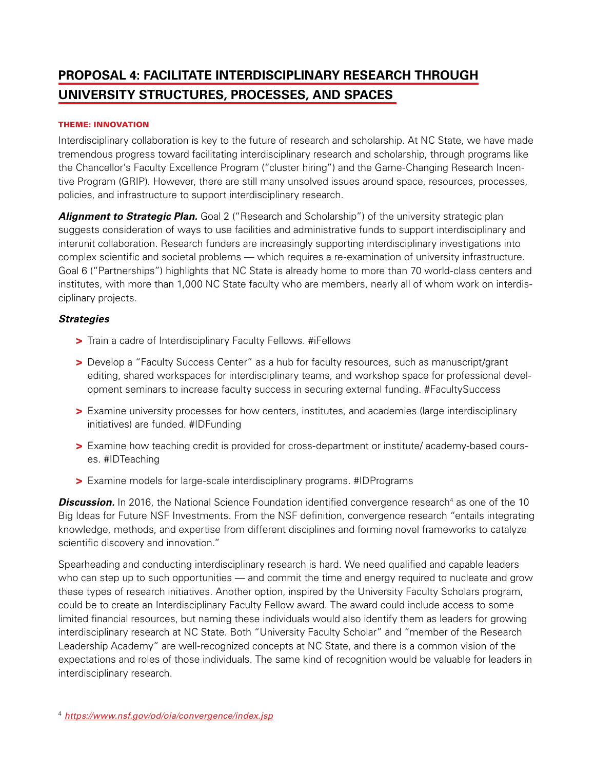## PROPOSAL 4: FACILITATE INTERDISCIPLINARY RESEARCH THROUGH UNIVERSITY STRUCTURES, PROCESSES, AND SPACES

**THEME: INNOVATION**

Interdisciplinary collaboration is key to the future of research and scholarship. At NC State, we have made tremendous progress toward facilitating interdisciplinary research and scholarship, through programs like the Chancellor's Faculty Excellence Program ("cluster hiring") and the Game-Changing Research Incentive Program (GRIP). However, there are still many unsolved issues around space, resources, processes, policies, and infrastructure to support interdisciplinary research.

***Alignment to Strategic Plan.*** Goal 2 ("Research and Scholarship") of the university strategic plan suggests consideration of ways to use facilities and administrative funds to support interdisciplinary and interunit collaboration. Research funders are increasingly supporting interdisciplinary investigations into complex scientific and societal problems — which requires a re-examination of university infrastructure. Goal 6 ("Partnerships") highlights that NC State is already home to more than 70 world-class centers and institutes, with more than 1,000 NC State faculty who are members, nearly all of whom work on interdisciplinary projects.

***Strategies***

- Train a cadre of Interdisciplinary Faculty Fellows. #iFellows
- Develop a "Faculty Success Center" as a hub for faculty resources, such as manuscript/grant editing, shared workspaces for interdisciplinary teams, and workshop space for professional development seminars to increase faculty success in securing external funding. #FacultySuccess
- Examine university processes for how centers, institutes, and academies (large interdisciplinary initiatives) are funded. #IDFunding
- Examine how teaching credit is provided for cross-department or institute/ academy-based courses. #IDTeaching
- Examine models for large-scale interdisciplinary programs. #IDPrograms

***Discussion.*** In 2016, the National Science Foundation identified convergence research[4] as one of the 10 Big Ideas for Future NSF Investments. From the NSF definition, convergence research "entails integrating knowledge, methods, and expertise from different disciplines and forming novel frameworks to catalyze scientific discovery and innovation."

Spearheading and conducting interdisciplinary research is hard. We need qualified and capable leaders who can step up to such opportunities — and commit the time and energy required to nucleate and grow these types of research initiatives. Another option, inspired by the University Faculty Scholars program, could be to create an Interdisciplinary Faculty Fellow award. The award could include access to some limited financial resources, but naming these individuals would also identify them as leaders for growing interdisciplinary research at NC State. Both "University Faculty Scholar" and "member of the Research Leadership Academy" are well-recognized concepts at NC State, and there is a common vision of the expectations and roles of those individuals. The same kind of recognition would be valuable for leaders in interdisciplinary research.

[4] *https://www.nsf.gov/od/oia/convergence/index.jsp*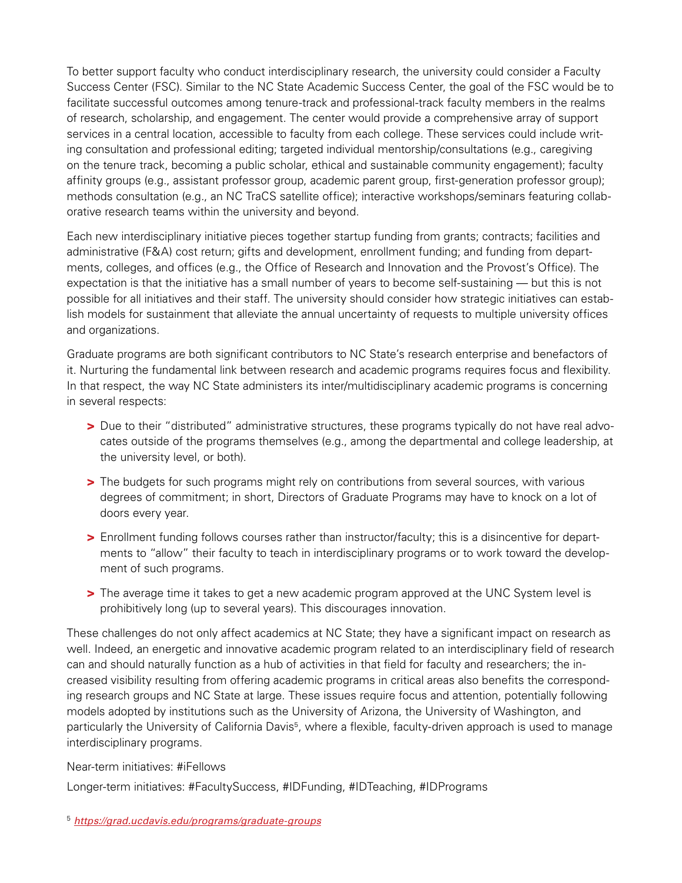To better support faculty who conduct interdisciplinary research, the university could consider a Faculty Success Center (FSC). Similar to the NC State Academic Success Center, the goal of the FSC would be to facilitate successful outcomes among tenure-track and professional-track faculty members in the realms of research, scholarship, and engagement. The center would provide a comprehensive array of support services in a central location, accessible to faculty from each college. These services could include writing consultation and professional editing; targeted individual mentorship/consultations (e.g., caregiving on the tenure track, becoming a public scholar, ethical and sustainable community engagement); faculty affinity groups (e.g., assistant professor group, academic parent group, first-generation professor group); methods consultation (e.g., an NC TraCS satellite office); interactive workshops/seminars featuring collaborative research teams within the university and beyond.

Each new interdisciplinary initiative pieces together startup funding from grants; contracts; facilities and administrative (F&A) cost return; gifts and development, enrollment funding; and funding from departments, colleges, and offices (e.g., the Office of Research and Innovation and the Provost's Office). The expectation is that the initiative has a small number of years to become self-sustaining — but this is not possible for all initiatives and their staff. The university should consider how strategic initiatives can establish models for sustainment that alleviate the annual uncertainty of requests to multiple university offices and organizations.

Graduate programs are both significant contributors to NC State's research enterprise and benefactors of it. Nurturing the fundamental link between research and academic programs requires focus and flexibility. In that respect, the way NC State administers its inter/multidisciplinary academic programs is concerning in several respects:

- Due to their "distributed" administrative structures, these programs typically do not have real advocates outside of the programs themselves (e.g., among the departmental and college leadership, at the university level, or both).
- The budgets for such programs might rely on contributions from several sources, with various degrees of commitment; in short, Directors of Graduate Programs may have to knock on a lot of doors every year.
- Enrollment funding follows courses rather than instructor/faculty; this is a disincentive for departments to "allow" their faculty to teach in interdisciplinary programs or to work toward the development of such programs.
- The average time it takes to get a new academic program approved at the UNC System level is prohibitively long (up to several years). This discourages innovation.

These challenges do not only affect academics at NC State; they have a significant impact on research as well. Indeed, an energetic and innovative academic program related to an interdisciplinary field of research can and should naturally function as a hub of activities in that field for faculty and researchers; the increased visibility resulting from offering academic programs in critical areas also benefits the corresponding research groups and NC State at large. These issues require focus and attention, potentially following models adopted by institutions such as the University of Arizona, the University of Washington, and particularly the University of California Davis[5], where a flexible, faculty-driven approach is used to manage interdisciplinary programs.

Near-term initiatives: #iFellows

Longer-term initiatives: #FacultySuccess, #IDFunding, #IDTeaching, #IDPrograms

[5] https://grad.ucdavis.edu/programs/graduate-groups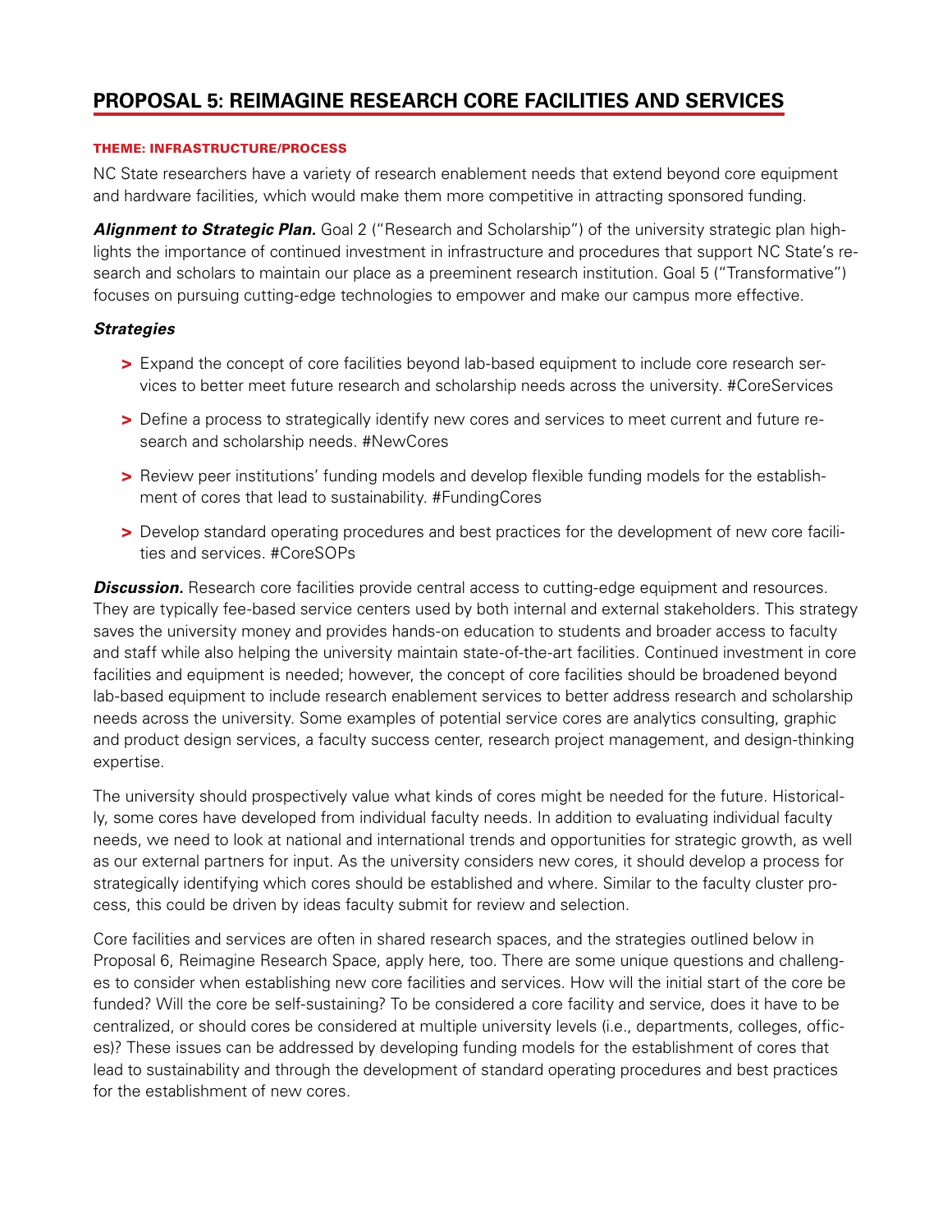## PROPOSAL 5: REIMAGINE RESEARCH CORE FACILITIES AND SERVICES

#### THEME: INFRASTRUCTURE/PROCESS

NC State researchers have a variety of research enablement needs that extend beyond core equipment and hardware facilities, which would make them more competitive in attracting sponsored funding.

***Alignment to Strategic Plan.*** Goal 2 ("Research and Scholarship") of the university strategic plan highlights the importance of continued investment in infrastructure and procedures that support NC State's research and scholars to maintain our place as a preeminent research institution. Goal 5 ("Transformative") focuses on pursuing cutting-edge technologies to empower and make our campus more effective.

***Strategies***

- Expand the concept of core facilities beyond lab-based equipment to include core research services to better meet future research and scholarship needs across the university. #CoreServices
- Define a process to strategically identify new cores and services to meet current and future research and scholarship needs. #NewCores
- Review peer institutions' funding models and develop flexible funding models for the establishment of cores that lead to sustainability. #FundingCores
- Develop standard operating procedures and best practices for the development of new core facilities and services. #CoreSOPs

***Discussion.*** Research core facilities provide central access to cutting-edge equipment and resources. They are typically fee-based service centers used by both internal and external stakeholders. This strategy saves the university money and provides hands-on education to students and broader access to faculty and staff while also helping the university maintain state-of-the-art facilities. Continued investment in core facilities and equipment is needed; however, the concept of core facilities should be broadened beyond lab-based equipment to include research enablement services to better address research and scholarship needs across the university. Some examples of potential service cores are analytics consulting, graphic and product design services, a faculty success center, research project management, and design-thinking expertise.

The university should prospectively value what kinds of cores might be needed for the future. Historically, some cores have developed from individual faculty needs. In addition to evaluating individual faculty needs, we need to look at national and international trends and opportunities for strategic growth, as well as our external partners for input. As the university considers new cores, it should develop a process for strategically identifying which cores should be established and where. Similar to the faculty cluster process, this could be driven by ideas faculty submit for review and selection.

Core facilities and services are often in shared research spaces, and the strategies outlined below in Proposal 6, Reimagine Research Space, apply here, too. There are some unique questions and challenges to consider when establishing new core facilities and services. How will the initial start of the core be funded? Will the core be self-sustaining? To be considered a core facility and service, does it have to be centralized, or should cores be considered at multiple university levels (i.e., departments, colleges, offices)? These issues can be addressed by developing funding models for the establishment of cores that lead to sustainability and through the development of standard operating procedures and best practices for the establishment of new cores.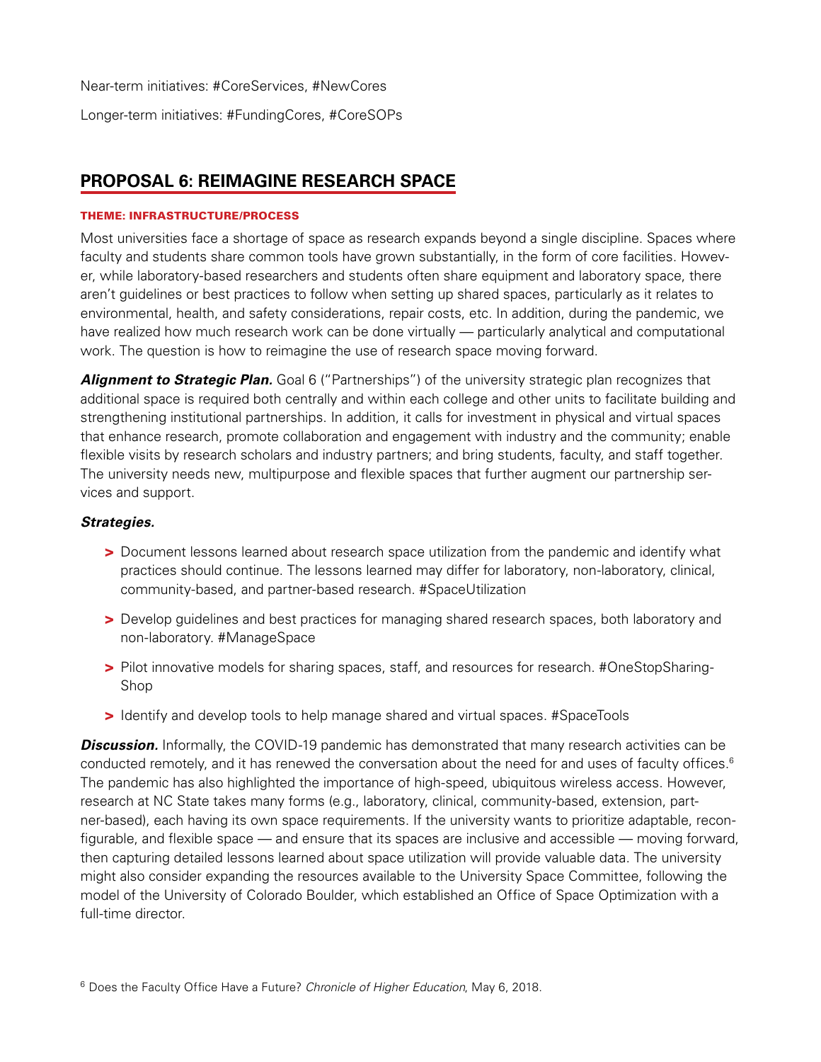Near-term initiatives: #CoreServices, #NewCores

Longer-term initiatives: #FundingCores, #CoreSOPs

## PROPOSAL 6: REIMAGINE RESEARCH SPACE

#### THEME: INFRASTRUCTURE/PROCESS

Most universities face a shortage of space as research expands beyond a single discipline. Spaces where faculty and students share common tools have grown substantially, in the form of core facilities. However, while laboratory-based researchers and students often share equipment and laboratory space, there aren't guidelines or best practices to follow when setting up shared spaces, particularly as it relates to environmental, health, and safety considerations, repair costs, etc. In addition, during the pandemic, we have realized how much research work can be done virtually — particularly analytical and computational work. The question is how to reimagine the use of research space moving forward.

***Alignment to Strategic Plan.*** Goal 6 ("Partnerships") of the university strategic plan recognizes that additional space is required both centrally and within each college and other units to facilitate building and strengthening institutional partnerships. In addition, it calls for investment in physical and virtual spaces that enhance research, promote collaboration and engagement with industry and the community; enable flexible visits by research scholars and industry partners; and bring students, faculty, and staff together. The university needs new, multipurpose and flexible spaces that further augment our partnership services and support.

***Strategies.***

- Document lessons learned about research space utilization from the pandemic and identify what practices should continue. The lessons learned may differ for laboratory, non-laboratory, clinical, community-based, and partner-based research. #SpaceUtilization
- Develop guidelines and best practices for managing shared research spaces, both laboratory and non-laboratory. #ManageSpace
- Pilot innovative models for sharing spaces, staff, and resources for research. #OneStopSharingShop
- Identify and develop tools to help manage shared and virtual spaces. #SpaceTools

***Discussion.*** Informally, the COVID-19 pandemic has demonstrated that many research activities can be conducted remotely, and it has renewed the conversation about the need for and uses of faculty offices.[6] The pandemic has also highlighted the importance of high-speed, ubiquitous wireless access. However, research at NC State takes many forms (e.g., laboratory, clinical, community-based, extension, partner-based), each having its own space requirements. If the university wants to prioritize adaptable, reconfigurable, and flexible space — and ensure that its spaces are inclusive and accessible — moving forward, then capturing detailed lessons learned about space utilization will provide valuable data. The university might also consider expanding the resources available to the University Space Committee, following the model of the University of Colorado Boulder, which established an Office of Space Optimization with a full-time director.

[6] Does the Faculty Office Have a Future? *Chronicle of Higher Education*, May 6, 2018.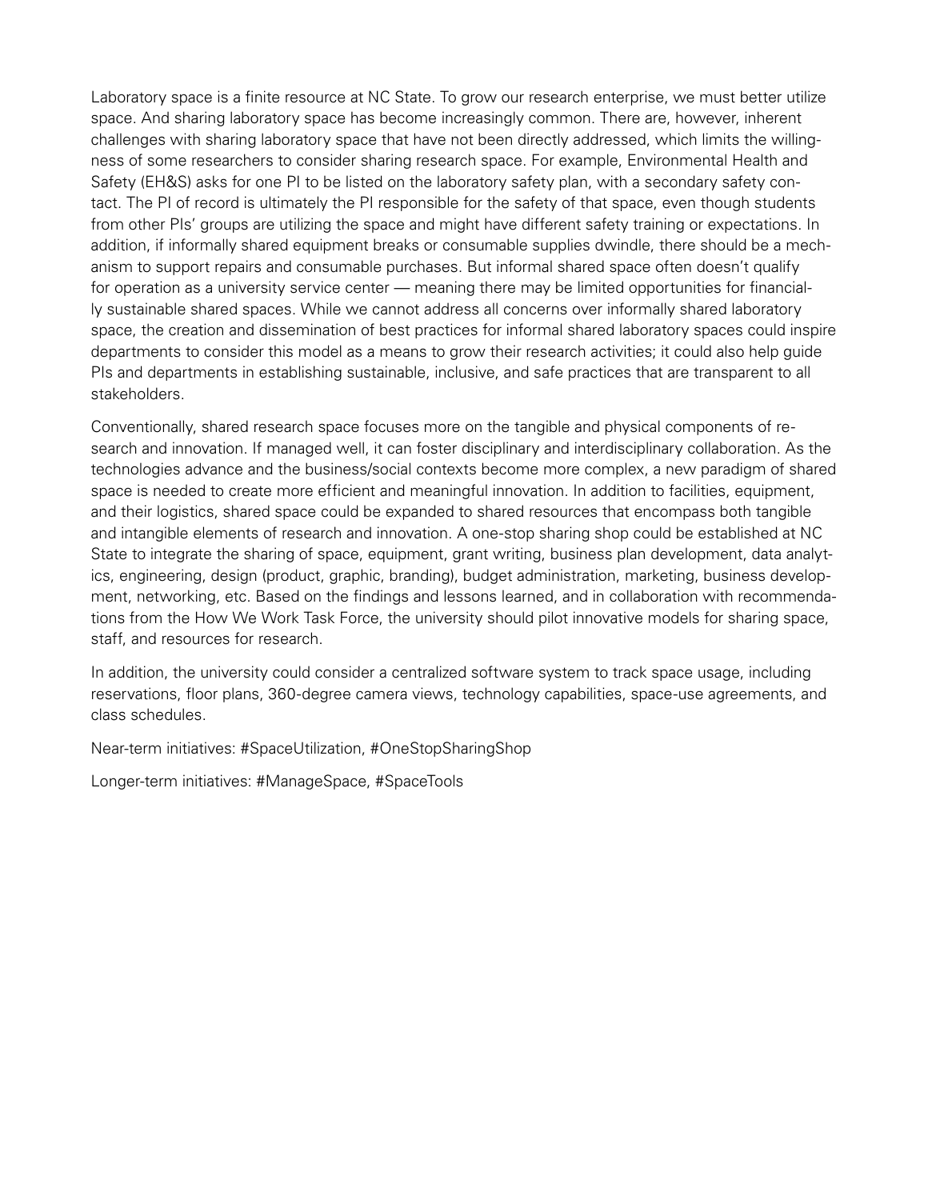Laboratory space is a finite resource at NC State. To grow our research enterprise, we must better utilize space. And sharing laboratory space has become increasingly common. There are, however, inherent challenges with sharing laboratory space that have not been directly addressed, which limits the willingness of some researchers to consider sharing research space. For example, Environmental Health and Safety (EH&S) asks for one PI to be listed on the laboratory safety plan, with a secondary safety contact. The PI of record is ultimately the PI responsible for the safety of that space, even though students from other PIs' groups are utilizing the space and might have different safety training or expectations. In addition, if informally shared equipment breaks or consumable supplies dwindle, there should be a mechanism to support repairs and consumable purchases. But informal shared space often doesn't qualify for operation as a university service center — meaning there may be limited opportunities for financially sustainable shared spaces. While we cannot address all concerns over informally shared laboratory space, the creation and dissemination of best practices for informal shared laboratory spaces could inspire departments to consider this model as a means to grow their research activities; it could also help guide PIs and departments in establishing sustainable, inclusive, and safe practices that are transparent to all stakeholders.

Conventionally, shared research space focuses more on the tangible and physical components of research and innovation. If managed well, it can foster disciplinary and interdisciplinary collaboration. As the technologies advance and the business/social contexts become more complex, a new paradigm of shared space is needed to create more efficient and meaningful innovation. In addition to facilities, equipment, and their logistics, shared space could be expanded to shared resources that encompass both tangible and intangible elements of research and innovation. A one-stop sharing shop could be established at NC State to integrate the sharing of space, equipment, grant writing, business plan development, data analytics, engineering, design (product, graphic, branding), budget administration, marketing, business development, networking, etc. Based on the findings and lessons learned, and in collaboration with recommendations from the How We Work Task Force, the university should pilot innovative models for sharing space, staff, and resources for research.

In addition, the university could consider a centralized software system to track space usage, including reservations, floor plans, 360-degree camera views, technology capabilities, space-use agreements, and class schedules.

Near-term initiatives: #SpaceUtilization, #OneStopSharingShop

Longer-term initiatives: #ManageSpace, #SpaceTools